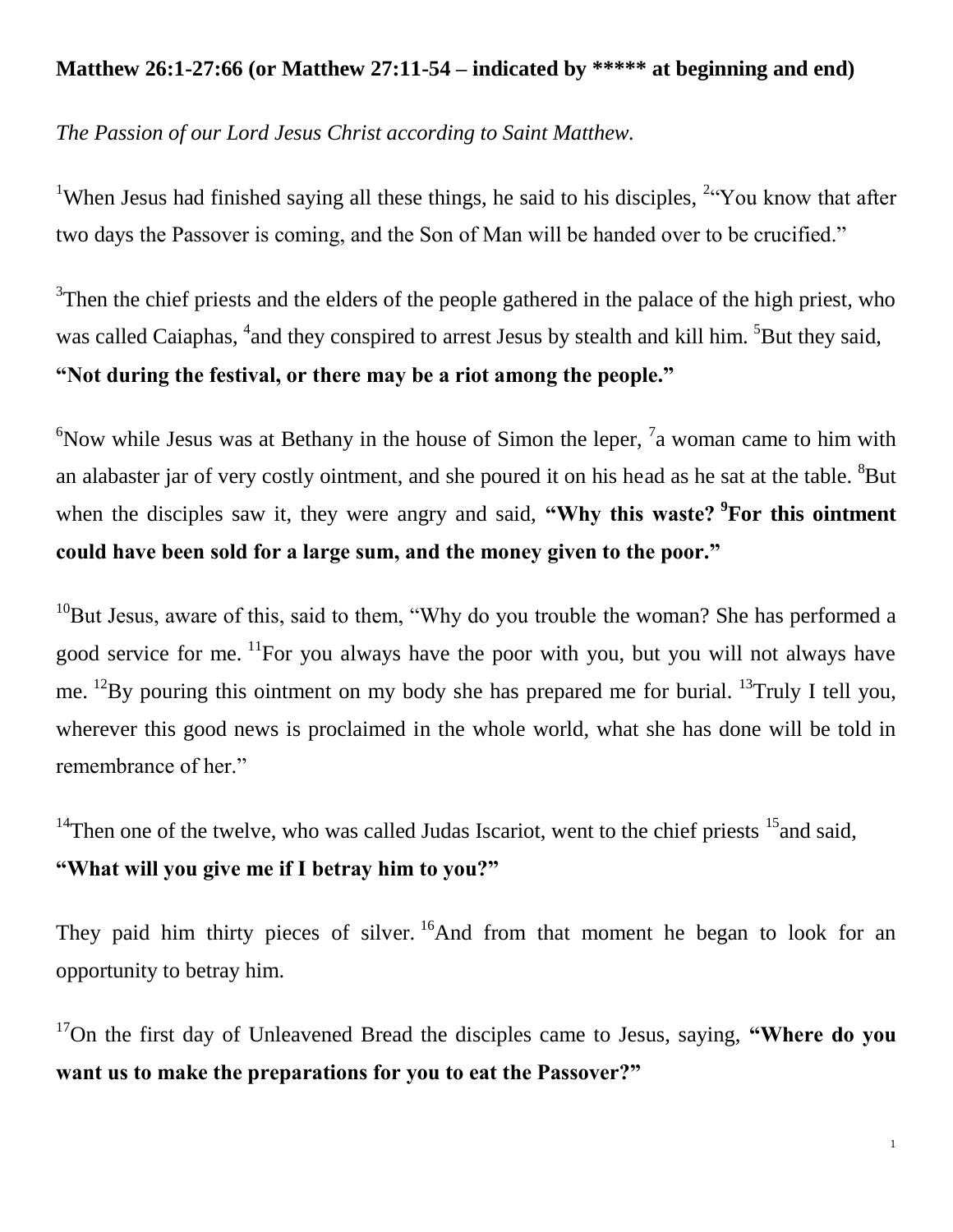**Matthew 26:1-27:66 (or Matthew 27:11-54 – indicated by ***** at beginning and end)**

*The Passion of our Lord Jesus Christ according to Saint Matthew.*

[1]When Jesus had finished saying all these things, he said to his disciples, [2]"You know that after two days the Passover is coming, and the Son of Man will be handed over to be crucified."

[3]Then the chief priests and the elders of the people gathered in the palace of the high priest, who was called Caiaphas, [4]and they conspired to arrest Jesus by stealth and kill him. [5]But they said, **"Not during the festival, or there may be a riot among the people."**

[6]Now while Jesus was at Bethany in the house of Simon the leper, [7]a woman came to him with an alabaster jar of very costly ointment, and she poured it on his head as he sat at the table. [8]But when the disciples saw it, they were angry and said, **"Why this waste? [9]For this ointment could have been sold for a large sum, and the money given to the poor."**

[10]But Jesus, aware of this, said to them, "Why do you trouble the woman? She has performed a good service for me. [11]For you always have the poor with you, but you will not always have me. [12]By pouring this ointment on my body she has prepared me for burial. [13]Truly I tell you, wherever this good news is proclaimed in the whole world, what she has done will be told in remembrance of her."

[14]Then one of the twelve, who was called Judas Iscariot, went to the chief priests [15]and said, **"What will you give me if I betray him to you?"**

They paid him thirty pieces of silver. [16]And from that moment he began to look for an opportunity to betray him.

[17]On the first day of Unleavened Bread the disciples came to Jesus, saying, **"Where do you want us to make the preparations for you to eat the Passover?"**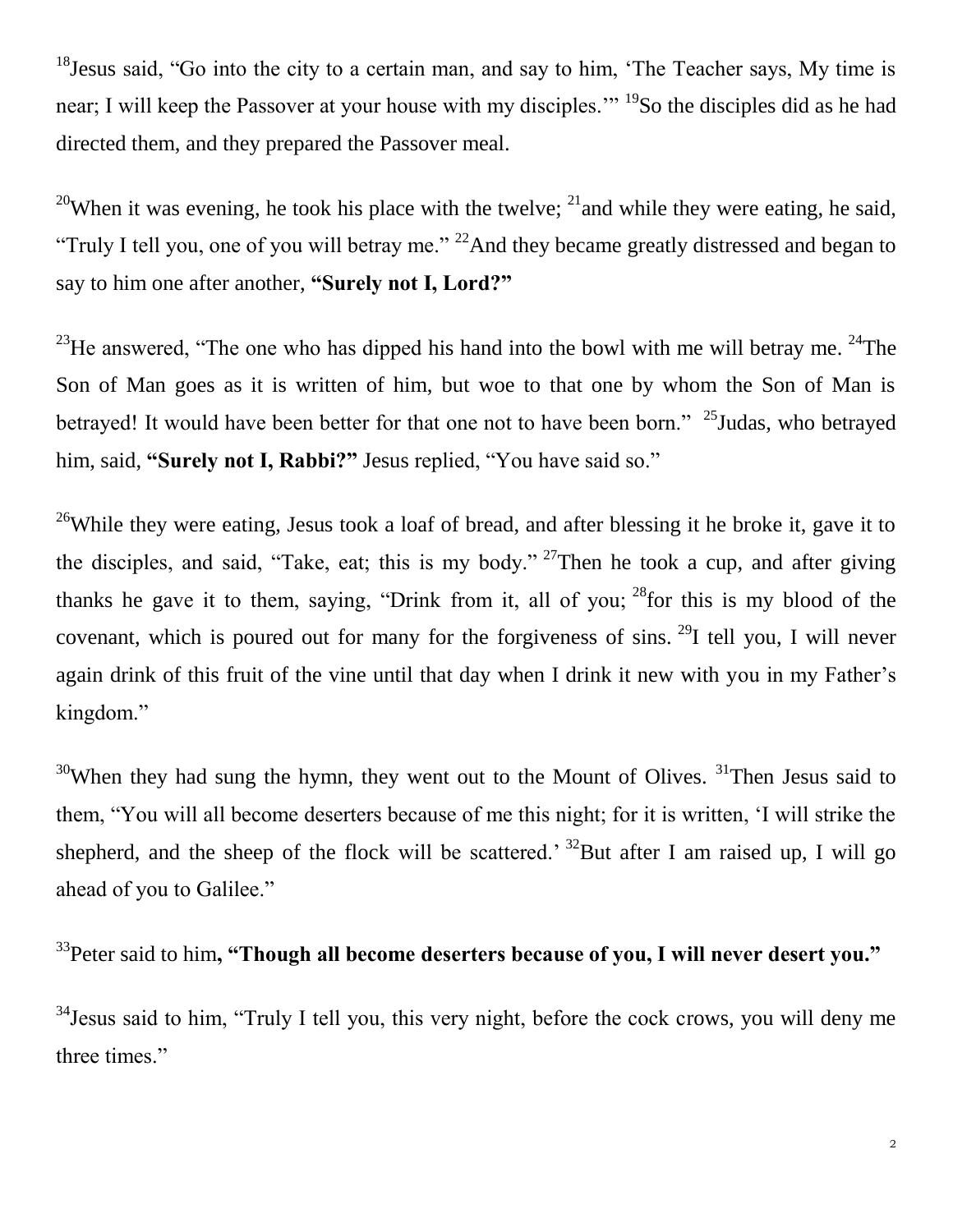[18]Jesus said, “Go into the city to a certain man, and say to him, ‘The Teacher says, My time is near; I will keep the Passover at your house with my disciples.’” [19]So the disciples did as he had directed them, and they prepared the Passover meal.

[20]When it was evening, he took his place with the twelve; [21]and while they were eating, he said, “Truly I tell you, one of you will betray me.” [22]And they became greatly distressed and began to say to him one after another, **“Surely not I, Lord?”**

[23]He answered, “The one who has dipped his hand into the bowl with me will betray me. [24]The Son of Man goes as it is written of him, but woe to that one by whom the Son of Man is betrayed! It would have been better for that one not to have been born.” [25]Judas, who betrayed him, said, **“Surely not I, Rabbi?”** Jesus replied, “You have said so.”

[26]While they were eating, Jesus took a loaf of bread, and after blessing it he broke it, gave it to the disciples, and said, “Take, eat; this is my body.” [27]Then he took a cup, and after giving thanks he gave it to them, saying, “Drink from it, all of you; [28]for this is my blood of the covenant, which is poured out for many for the forgiveness of sins. [29]I tell you, I will never again drink of this fruit of the vine until that day when I drink it new with you in my Father’s kingdom.”

[30]When they had sung the hymn, they went out to the Mount of Olives. [31]Then Jesus said to them, “You will all become deserters because of me this night; for it is written, ‘I will strike the shepherd, and the sheep of the flock will be scattered.’ [32]But after I am raised up, I will go ahead of you to Galilee.”

[33]Peter said to him**, “Though all become deserters because of you, I will never desert you.”**

[34]Jesus said to him, “Truly I tell you, this very night, before the cock crows, you will deny me three times.”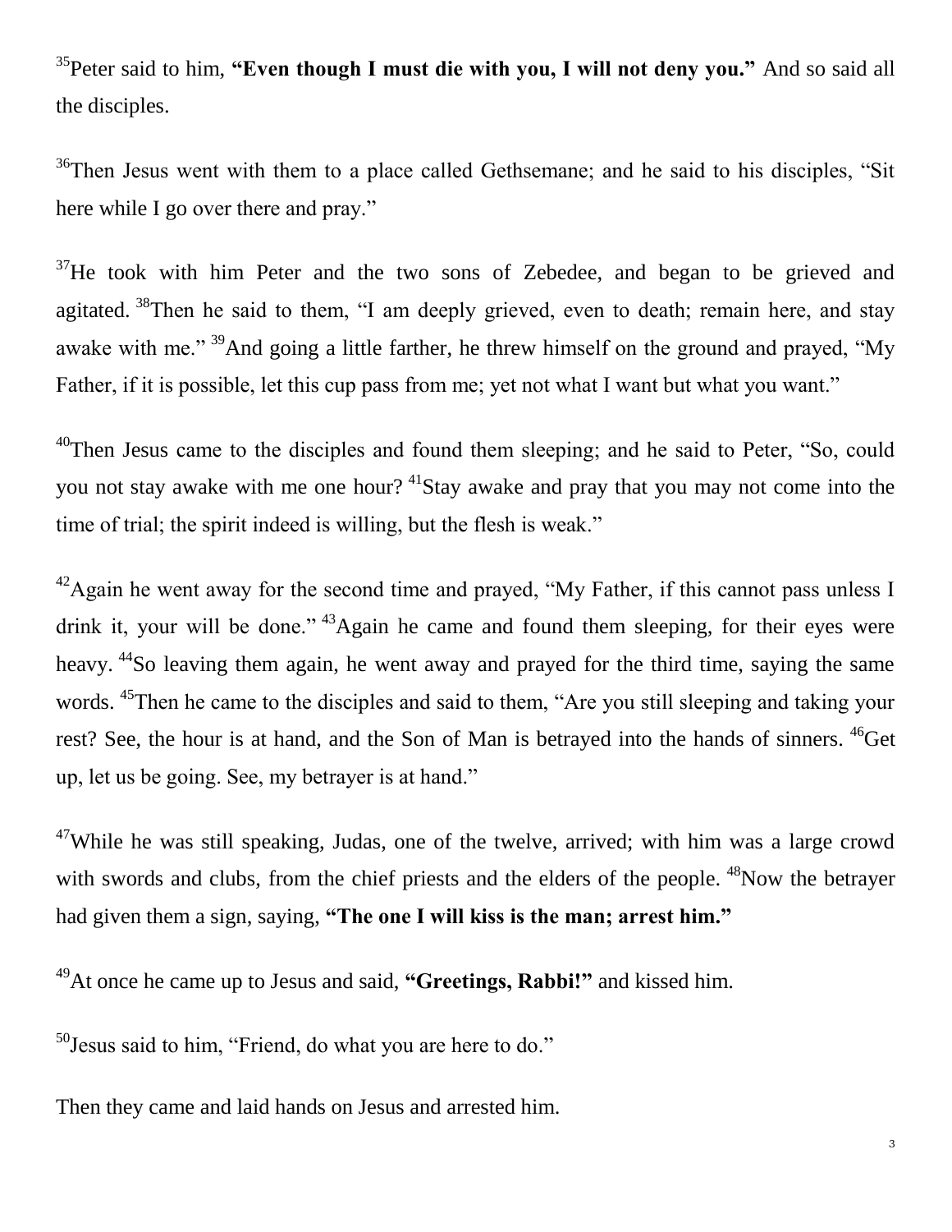[35]Peter said to him, **"Even though I must die with you, I will not deny you."** And so said all the disciples.

[36]Then Jesus went with them to a place called Gethsemane; and he said to his disciples, "Sit here while I go over there and pray."

[37]He took with him Peter and the two sons of Zebedee, and began to be grieved and agitated. [38]Then he said to them, "I am deeply grieved, even to death; remain here, and stay awake with me." [39]And going a little farther, he threw himself on the ground and prayed, "My Father, if it is possible, let this cup pass from me; yet not what I want but what you want."

[40]Then Jesus came to the disciples and found them sleeping; and he said to Peter, "So, could you not stay awake with me one hour? [41]Stay awake and pray that you may not come into the time of trial; the spirit indeed is willing, but the flesh is weak."

[42]Again he went away for the second time and prayed, "My Father, if this cannot pass unless I drink it, your will be done." [43]Again he came and found them sleeping, for their eyes were heavy. [44]So leaving them again, he went away and prayed for the third time, saying the same words. [45]Then he came to the disciples and said to them, "Are you still sleeping and taking your rest? See, the hour is at hand, and the Son of Man is betrayed into the hands of sinners. [46]Get up, let us be going. See, my betrayer is at hand."

[47]While he was still speaking, Judas, one of the twelve, arrived; with him was a large crowd with swords and clubs, from the chief priests and the elders of the people. [48]Now the betrayer had given them a sign, saying, **"The one I will kiss is the man; arrest him."**

[49]At once he came up to Jesus and said, **"Greetings, Rabbi!"** and kissed him.

[50]Jesus said to him, "Friend, do what you are here to do."

Then they came and laid hands on Jesus and arrested him.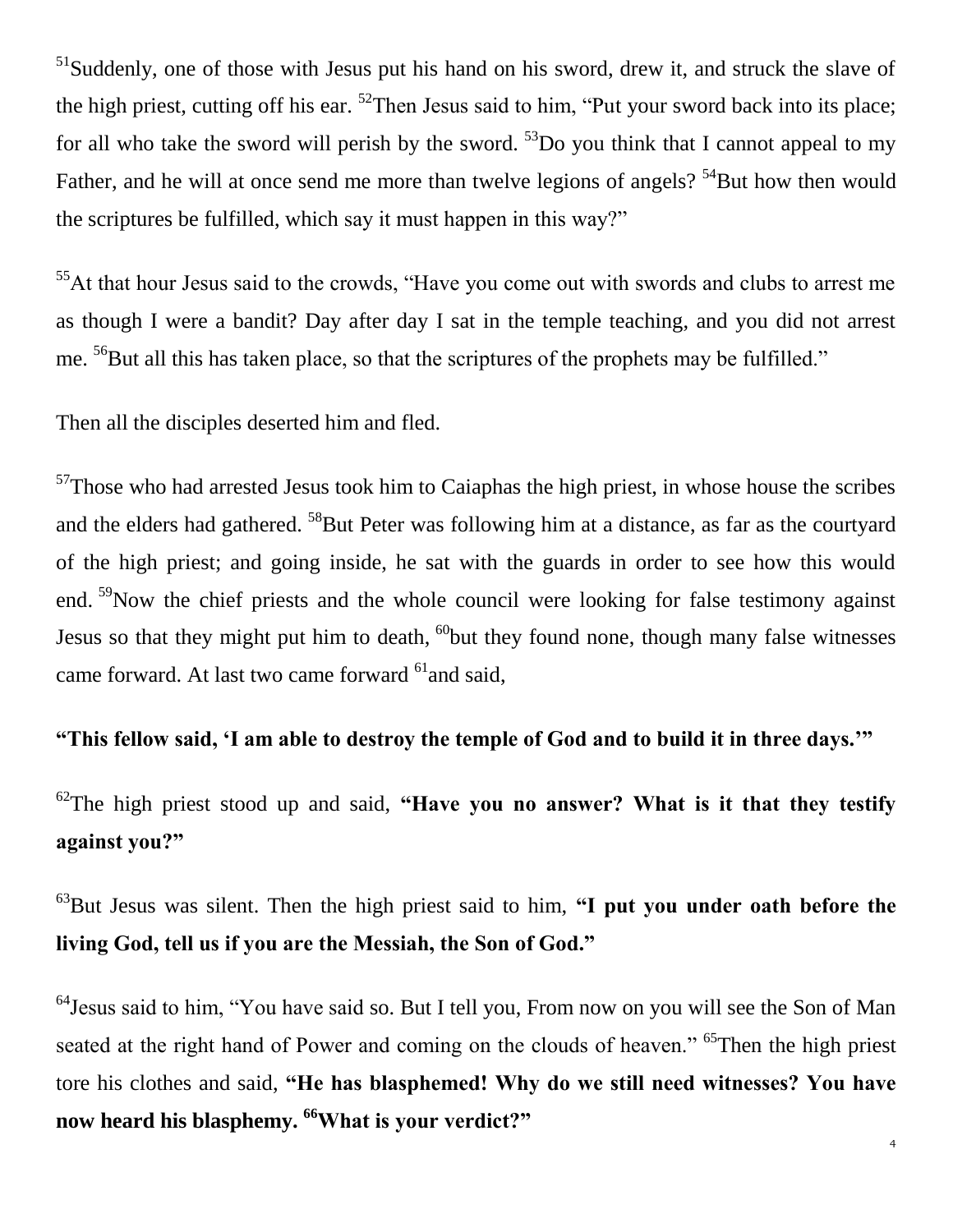[51]Suddenly, one of those with Jesus put his hand on his sword, drew it, and struck the slave of the high priest, cutting off his ear. [52]Then Jesus said to him, "Put your sword back into its place; for all who take the sword will perish by the sword. [53]Do you think that I cannot appeal to my Father, and he will at once send me more than twelve legions of angels? [54]But how then would the scriptures be fulfilled, which say it must happen in this way?"

[55]At that hour Jesus said to the crowds, "Have you come out with swords and clubs to arrest me as though I were a bandit? Day after day I sat in the temple teaching, and you did not arrest me. [56]But all this has taken place, so that the scriptures of the prophets may be fulfilled."

Then all the disciples deserted him and fled.

[57]Those who had arrested Jesus took him to Caiaphas the high priest, in whose house the scribes and the elders had gathered. [58]But Peter was following him at a distance, as far as the courtyard of the high priest; and going inside, he sat with the guards in order to see how this would end. [59]Now the chief priests and the whole council were looking for false testimony against Jesus so that they might put him to death, [60]but they found none, though many false witnesses came forward. At last two came forward [61]and said,

**"This fellow said, 'I am able to destroy the temple of God and to build it in three days.'"**

[62]The high priest stood up and said, **"Have you no answer? What is it that they testify against you?"**

[63]But Jesus was silent. Then the high priest said to him, **"I put you under oath before the living God, tell us if you are the Messiah, the Son of God."**

[64]Jesus said to him, "You have said so. But I tell you, From now on you will see the Son of Man seated at the right hand of Power and coming on the clouds of heaven." [65]Then the high priest tore his clothes and said, **"He has blasphemed! Why do we still need witnesses? You have now heard his blasphemy. [66]What is your verdict?"**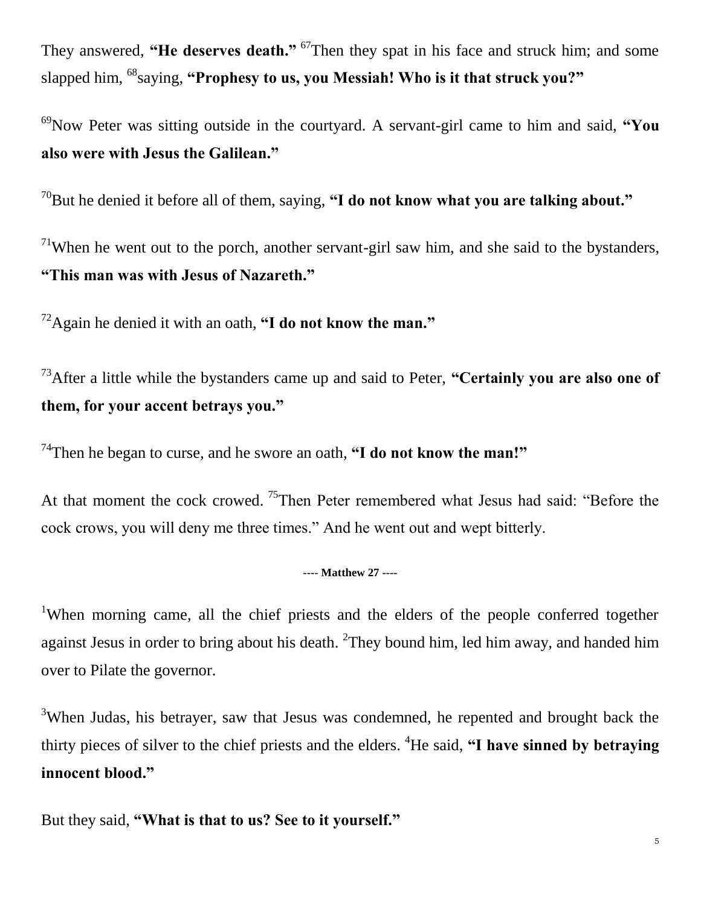They answered, **"He deserves death."** [67]Then they spat in his face and struck him; and some slapped him, [68]saying, **"Prophesy to us, you Messiah! Who is it that struck you?"**

[69]Now Peter was sitting outside in the courtyard. A servant-girl came to him and said, **"You also were with Jesus the Galilean."**

[70]But he denied it before all of them, saying, **"I do not know what you are talking about."**

[71]When he went out to the porch, another servant-girl saw him, and she said to the bystanders, **"This man was with Jesus of Nazareth."**

[72]Again he denied it with an oath, **"I do not know the man."**

[73]After a little while the bystanders came up and said to Peter, **"Certainly you are also one of them, for your accent betrays you."**

[74]Then he began to curse, and he swore an oath, **"I do not know the man!"**

At that moment the cock crowed. [75]Then Peter remembered what Jesus had said: "Before the cock crows, you will deny me three times." And he went out and wept bitterly.

**---- Matthew 27 ----**

[1]When morning came, all the chief priests and the elders of the people conferred together against Jesus in order to bring about his death. [2]They bound him, led him away, and handed him over to Pilate the governor.

[3]When Judas, his betrayer, saw that Jesus was condemned, he repented and brought back the thirty pieces of silver to the chief priests and the elders. [4]He said, **"I have sinned by betraying innocent blood."**

But they said, **"What is that to us? See to it yourself."**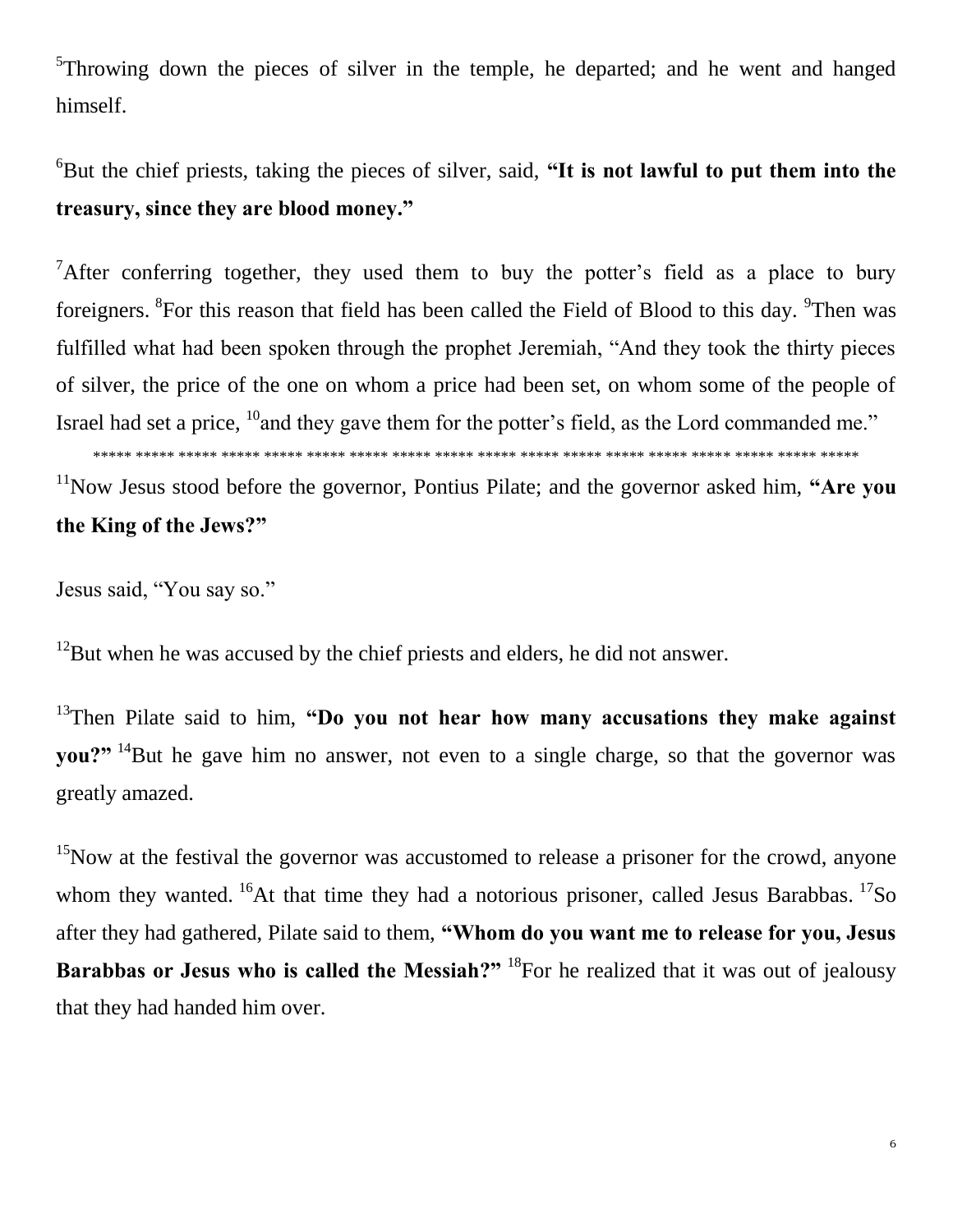[5]Throwing down the pieces of silver in the temple, he departed; and he went and hanged himself.

[6]But the chief priests, taking the pieces of silver, said, **"It is not lawful to put them into the treasury, since they are blood money."**

[7]After conferring together, they used them to buy the potter's field as a place to bury foreigners. [8]For this reason that field has been called the Field of Blood to this day. [9]Then was fulfilled what had been spoken through the prophet Jeremiah, "And they took the thirty pieces of silver, the price of the one on whom a price had been set, on whom some of the people of Israel had set a price, [10]and they gave them for the potter's field, as the Lord commanded me."

***** ***** ***** ***** ***** ***** ***** ***** ***** ***** ***** ***** ***** ***** ***** ***** ***** *****

[11]Now Jesus stood before the governor, Pontius Pilate; and the governor asked him, **"Are you the King of the Jews?"**

Jesus said, "You say so."

[12]But when he was accused by the chief priests and elders, he did not answer.

[13]Then Pilate said to him, **"Do you not hear how many accusations they make against you?"** [14]But he gave him no answer, not even to a single charge, so that the governor was greatly amazed.

[15]Now at the festival the governor was accustomed to release a prisoner for the crowd, anyone whom they wanted. [16]At that time they had a notorious prisoner, called Jesus Barabbas. [17]So after they had gathered, Pilate said to them, **"Whom do you want me to release for you, Jesus Barabbas or Jesus who is called the Messiah?"** [18]For he realized that it was out of jealousy that they had handed him over.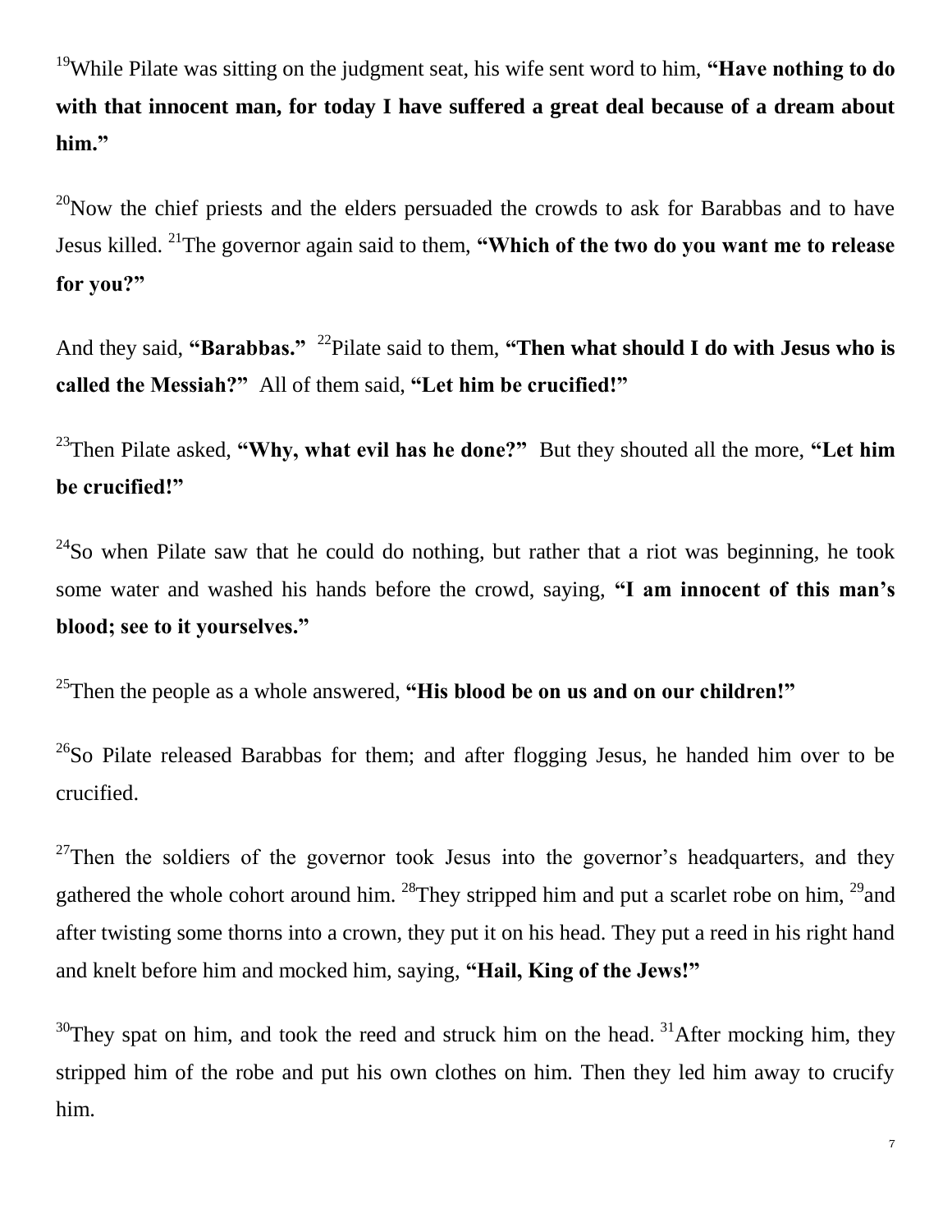[19]While Pilate was sitting on the judgment seat, his wife sent word to him, **"Have nothing to do with that innocent man, for today I have suffered a great deal because of a dream about him."**

[20]Now the chief priests and the elders persuaded the crowds to ask for Barabbas and to have Jesus killed. [21]The governor again said to them, **"Which of the two do you want me to release for you?"**

And they said, **"Barabbas."** [22]Pilate said to them, **"Then what should I do with Jesus who is called the Messiah?"** All of them said, **"Let him be crucified!"**

[23]Then Pilate asked, **"Why, what evil has he done?"** But they shouted all the more, **"Let him be crucified!"**

[24]So when Pilate saw that he could do nothing, but rather that a riot was beginning, he took some water and washed his hands before the crowd, saying, **"I am innocent of this man's blood; see to it yourselves."**

[25]Then the people as a whole answered, **"His blood be on us and on our children!"**

[26]So Pilate released Barabbas for them; and after flogging Jesus, he handed him over to be crucified.

[27]Then the soldiers of the governor took Jesus into the governor's headquarters, and they gathered the whole cohort around him. [28]They stripped him and put a scarlet robe on him, [29]and after twisting some thorns into a crown, they put it on his head. They put a reed in his right hand and knelt before him and mocked him, saying, **"Hail, King of the Jews!"**

[30]They spat on him, and took the reed and struck him on the head. [31]After mocking him, they stripped him of the robe and put his own clothes on him. Then they led him away to crucify him.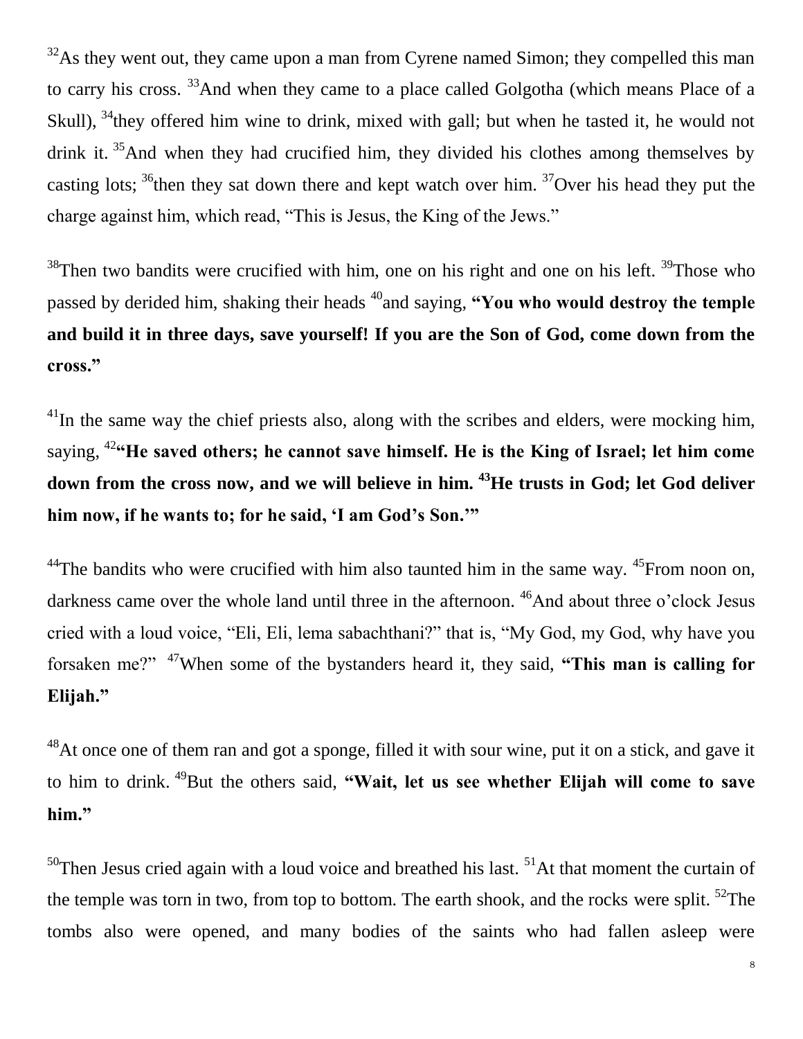[32]As they went out, they came upon a man from Cyrene named Simon; they compelled this man to carry his cross. [33]And when they came to a place called Golgotha (which means Place of a Skull), [34]they offered him wine to drink, mixed with gall; but when he tasted it, he would not drink it. [35]And when they had crucified him, they divided his clothes among themselves by casting lots; [36]then they sat down there and kept watch over him. [37]Over his head they put the charge against him, which read, "This is Jesus, the King of the Jews."

[38]Then two bandits were crucified with him, one on his right and one on his left. [39]Those who passed by derided him, shaking their heads [40]and saying, **"You who would destroy the temple and build it in three days, save yourself! If you are the Son of God, come down from the cross."**

[41]In the same way the chief priests also, along with the scribes and elders, were mocking him, saying, [42]**"He saved others; he cannot save himself. He is the King of Israel; let him come down from the cross now, and we will believe in him. [43]He trusts in God; let God deliver him now, if he wants to; for he said, 'I am God's Son.'"**

[44]The bandits who were crucified with him also taunted him in the same way. [45]From noon on, darkness came over the whole land until three in the afternoon. [46]And about three o'clock Jesus cried with a loud voice, "Eli, Eli, lema sabachthani?" that is, "My God, my God, why have you forsaken me?" [47]When some of the bystanders heard it, they said, **"This man is calling for Elijah."**

[48]At once one of them ran and got a sponge, filled it with sour wine, put it on a stick, and gave it to him to drink. [49]But the others said, **"Wait, let us see whether Elijah will come to save him."**

[50]Then Jesus cried again with a loud voice and breathed his last. [51]At that moment the curtain of the temple was torn in two, from top to bottom. The earth shook, and the rocks were split. [52]The tombs also were opened, and many bodies of the saints who had fallen asleep were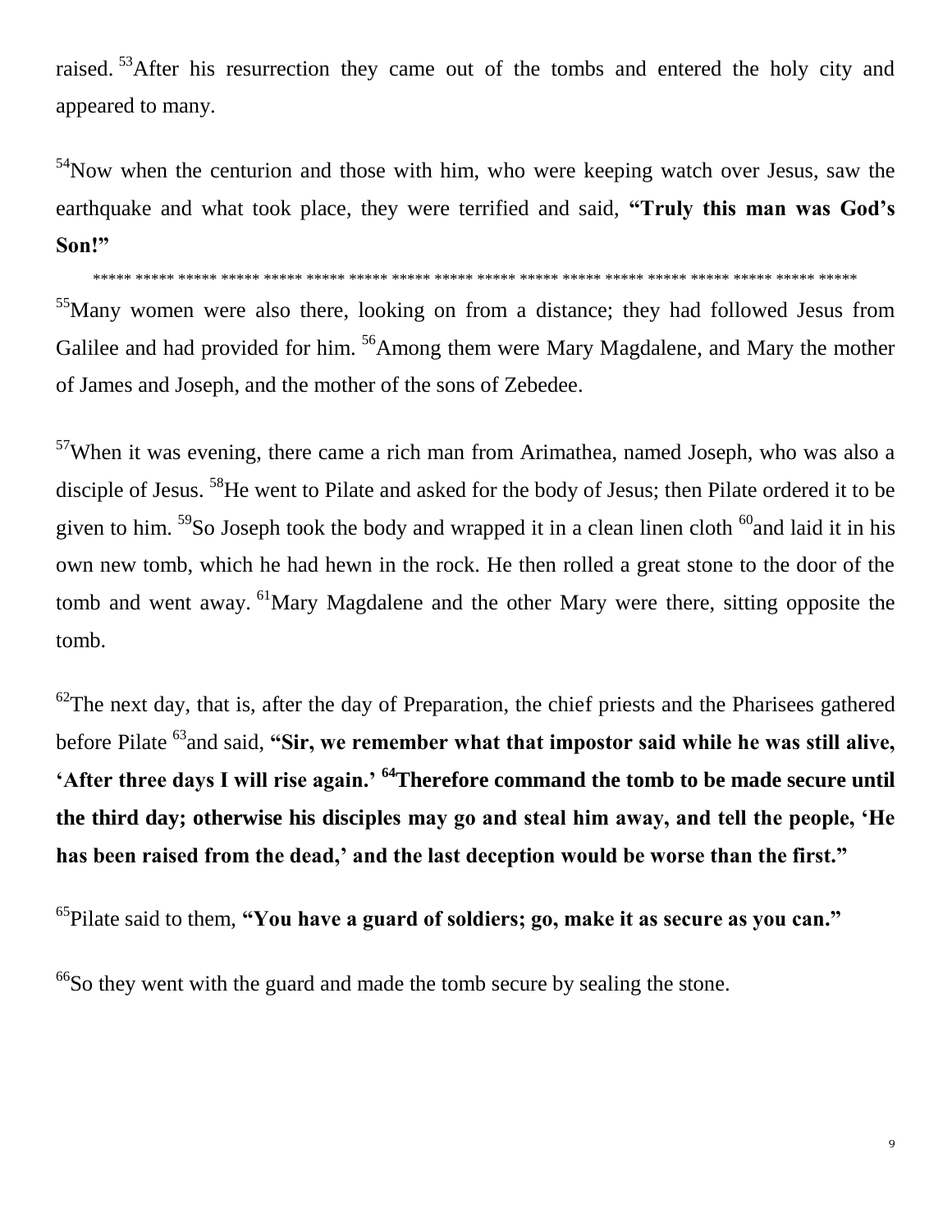raised. [53]After his resurrection they came out of the tombs and entered the holy city and appeared to many.

[54]Now when the centurion and those with him, who were keeping watch over Jesus, saw the earthquake and what took place, they were terrified and said, **"Truly this man was God's Son!"**

***** ***** ***** ***** ***** ***** ***** ***** ***** ***** ***** ***** ***** ***** ***** ***** ***** *****

[55]Many women were also there, looking on from a distance; they had followed Jesus from Galilee and had provided for him. [56]Among them were Mary Magdalene, and Mary the mother of James and Joseph, and the mother of the sons of Zebedee.

[57]When it was evening, there came a rich man from Arimathea, named Joseph, who was also a disciple of Jesus. [58]He went to Pilate and asked for the body of Jesus; then Pilate ordered it to be given to him. [59]So Joseph took the body and wrapped it in a clean linen cloth [60]and laid it in his own new tomb, which he had hewn in the rock. He then rolled a great stone to the door of the tomb and went away. [61]Mary Magdalene and the other Mary were there, sitting opposite the tomb.

[62]The next day, that is, after the day of Preparation, the chief priests and the Pharisees gathered before Pilate [63]and said, **"Sir, we remember what that impostor said while he was still alive, 'After three days I will rise again.' [64]Therefore command the tomb to be made secure until the third day; otherwise his disciples may go and steal him away, and tell the people, 'He has been raised from the dead,' and the last deception would be worse than the first."**

[65]Pilate said to them, **"You have a guard of soldiers; go, make it as secure as you can."**

[66]So they went with the guard and made the tomb secure by sealing the stone.